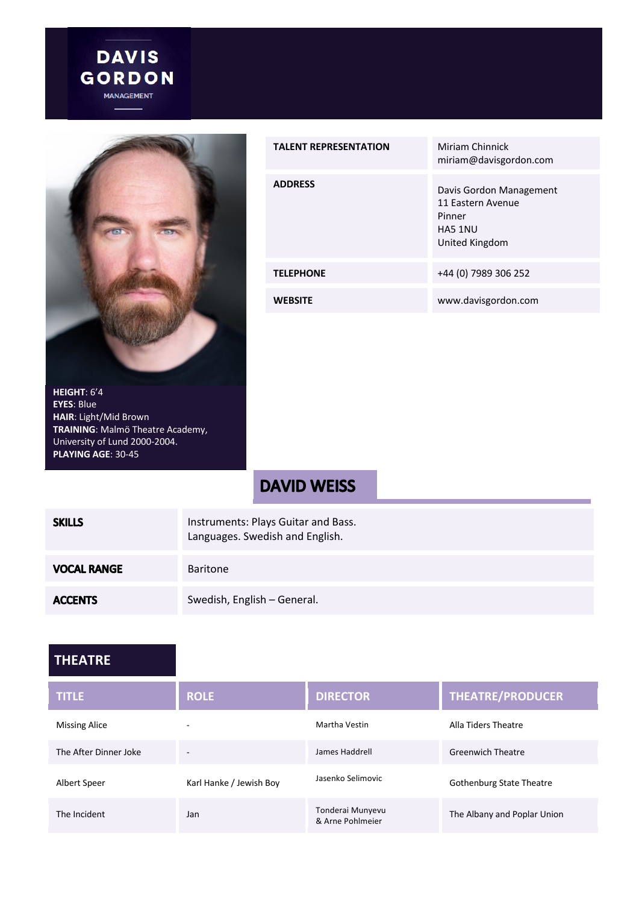DAVIS GORDON MANAGEMENT

| | |
|---|---|
| **TALENT REPRESENTATION** | Miriam Chinnick<br>miriam@davisgordon.com |
| **ADDRESS** | Davis Gordon Management<br>11 Eastern Avenue<br>Pinner<br>HA5 1NU<br>United Kingdom |
| **TELEPHONE** | +44 (0) 7989 306 252 |
| **WEBSITE** | www.davisgordon.com |

**HEIGHT**: 6'4
**EYES**: Blue
**HAIR**: Light/Mid Brown
**TRAINING**: Malmö Theatre Academy, University of Lund 2000-2004.
**PLAYING AGE**: 30-45

# DAVID WEISS

| | |
|---|---|
| **SKILLS** | Instruments: Plays Guitar and Bass.<br>Languages. Swedish and English. |
| **VOCAL RANGE** | Baritone |
| **ACCENTS** | Swedish, English – General. |

## THEATRE

| TITLE | ROLE | DIRECTOR | THEATRE/PRODUCER |
|---|---|---|---|
| Missing Alice | - | Martha Vestin | Alla Tiders Theatre |
| The After Dinner Joke | - | James Haddrell | Greenwich Theatre |
| Albert Speer | Karl Hanke / Jewish Boy | Jasenko Selimovic | Gothenburg State Theatre |
| The Incident | Jan | Tonderai Munyevu & Arne Pohlmeier | The Albany and Poplar Union |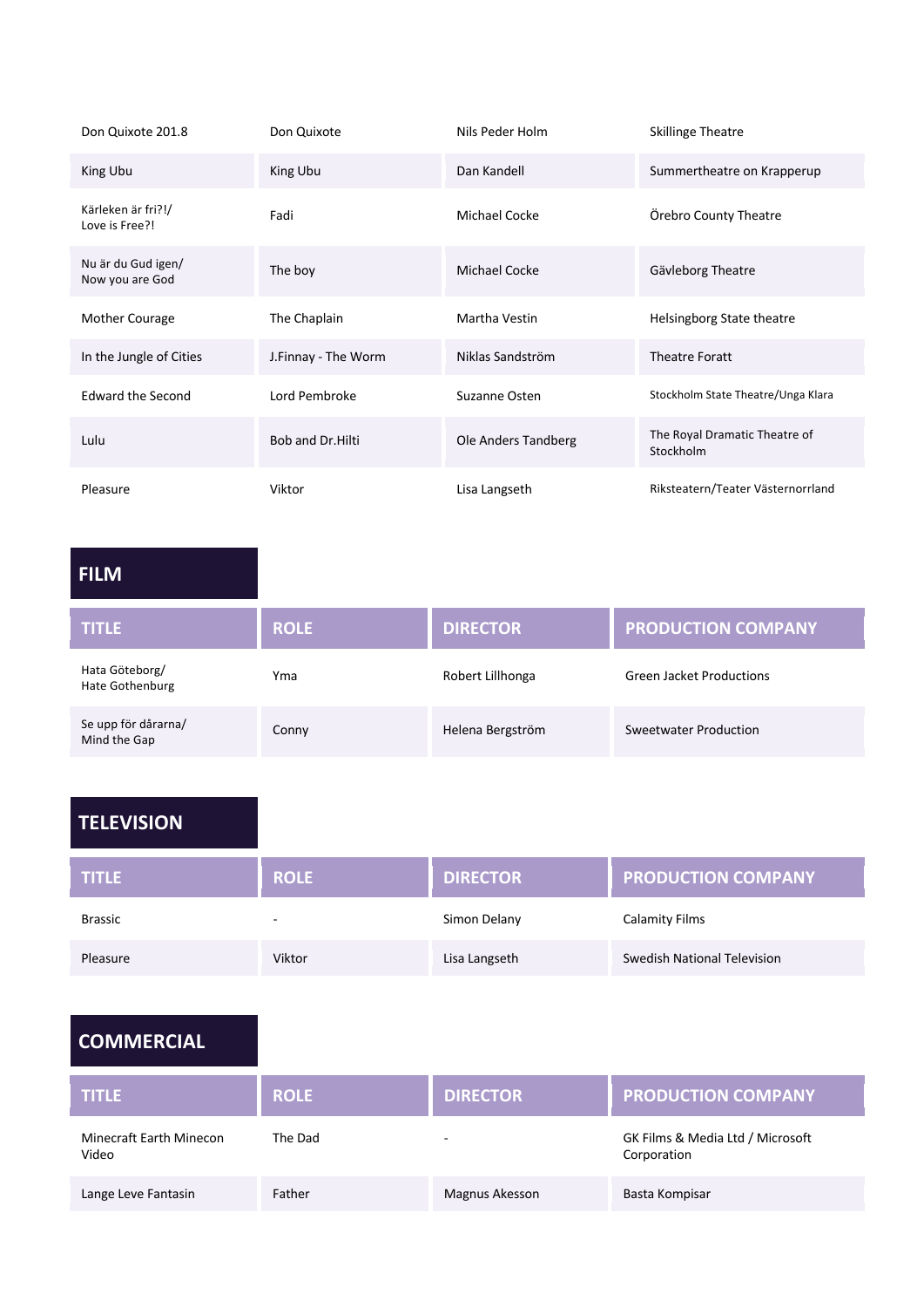| | | | |
|---|---|---|---|
| Don Quixote 201.8 | Don Quixote | Nils Peder Holm | Skillinge Theatre |
| King Ubu | King Ubu | Dan Kandell | Summertheatre on Krapperup |
| Kärleken är fri?!/ Love is Free?! | Fadi | Michael Cocke | Örebro County Theatre |
| Nu är du Gud igen/ Now you are God | The boy | Michael Cocke | Gävleborg Theatre |
| Mother Courage | The Chaplain | Martha Vestin | Helsingborg State theatre |
| In the Jungle of Cities | J.Finnay - The Worm | Niklas Sandström | Theatre Foratt |
| Edward the Second | Lord Pembroke | Suzanne Osten | Stockholm State Theatre/Unga Klara |
| Lulu | Bob and Dr.Hilti | Ole Anders Tandberg | The Royal Dramatic Theatre of Stockholm |
| Pleasure | Viktor | Lisa Langseth | Riksteatern/Teater Västernorrland |

## FILM

| TITLE | ROLE | DIRECTOR | PRODUCTION COMPANY |
|---|---|---|---|
| Hata Göteborg/ Hate Gothenburg | Yma | Robert Lillhonga | Green Jacket Productions |
| Se upp för dårarna/ Mind the Gap | Conny | Helena Bergström | Sweetwater Production |

## TELEVISION

| TITLE | ROLE | DIRECTOR | PRODUCTION COMPANY |
|---|---|---|---|
| Brassic | - | Simon Delany | Calamity Films |
| Pleasure | Viktor | Lisa Langseth | Swedish National Television |

## COMMERCIAL

| TITLE | ROLE | DIRECTOR | PRODUCTION COMPANY |
|---|---|---|---|
| Minecraft Earth Minecon Video | The Dad | - | GK Films & Media Ltd / Microsoft Corporation |
| Lange Leve Fantasin | Father | Magnus Akesson | Basta Kompisar |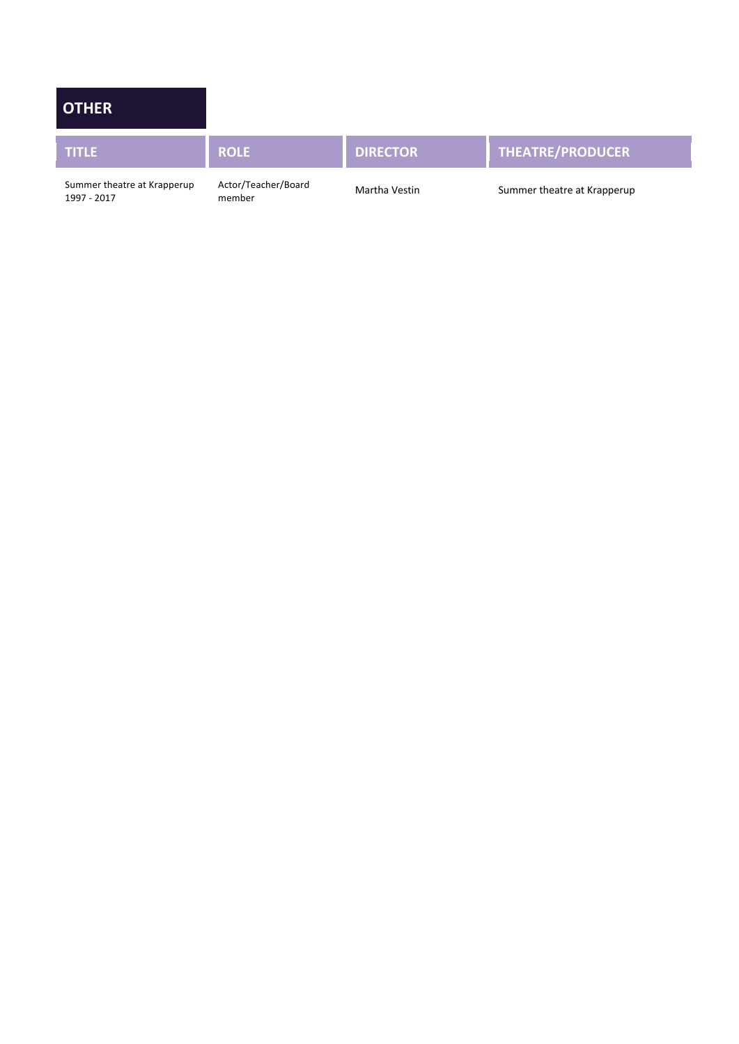## OTHER

| TITLE | ROLE | DIRECTOR | THEATRE/PRODUCER |
|---|---|---|---|
| Summer theatre at Krapperup 1997 - 2017 | Actor/Teacher/Board member | Martha Vestin | Summer theatre at Krapperup |